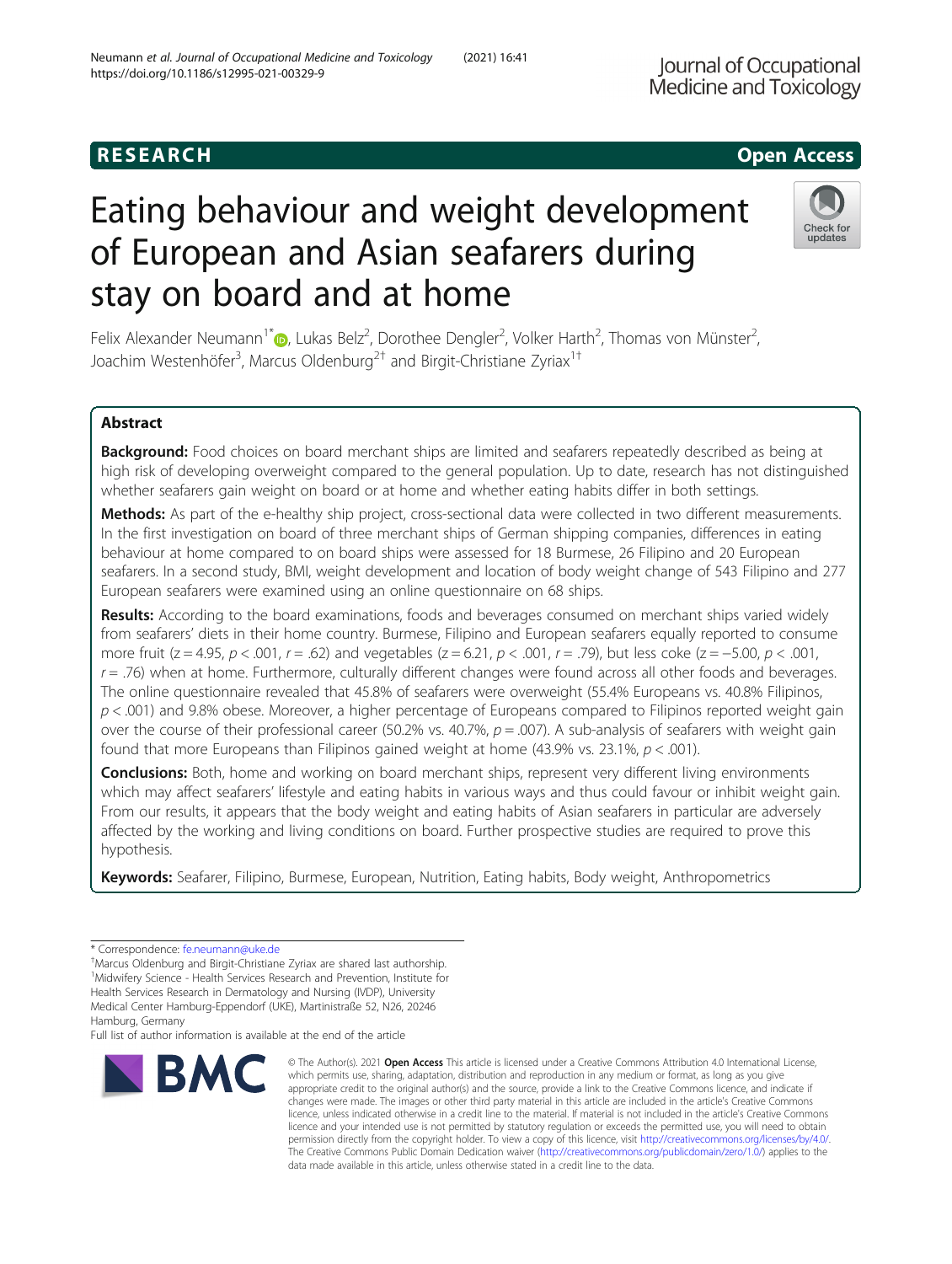# Eating behaviour and weight development of European and Asian seafarers during stay on board and at home

Felix Alexander Neumann[1*], Lukas Belz[2], Dorothee Dengler[2], Volker Harth[2], Thomas von Münster[2], Joachim Westenhöfer[3], Marcus Oldenburg[2†] and Birgit-Christiane Zyriax[1†]

## Abstract

**Background:** Food choices on board merchant ships are limited and seafarers repeatedly described as being at high risk of developing overweight compared to the general population. Up to date, research has not distinguished whether seafarers gain weight on board or at home and whether eating habits differ in both settings.

**Methods:** As part of the e-healthy ship project, cross-sectional data were collected in two different measurements. In the first investigation on board of three merchant ships of German shipping companies, differences in eating behaviour at home compared to on board ships were assessed for 18 Burmese, 26 Filipino and 20 European seafarers. In a second study, BMI, weight development and location of body weight change of 543 Filipino and 277 European seafarers were examined using an online questionnaire on 68 ships.

**Results:** According to the board examinations, foods and beverages consumed on merchant ships varied widely from seafarers' diets in their home country. Burmese, Filipino and European seafarers equally reported to consume more fruit ($z = 4.95$, $p < .001$, $r = .62$) and vegetables ($z = 6.21$, $p < .001$, $r = .79$), but less coke ($z = -5.00$, $p < .001$, $r = .76$) when at home. Furthermore, culturally different changes were found across all other foods and beverages. The online questionnaire revealed that 45.8% of seafarers were overweight (55.4% Europeans vs. 40.8% Filipinos, $p < .001$) and 9.8% obese. Moreover, a higher percentage of Europeans compared to Filipinos reported weight gain over the course of their professional career (50.2% vs. 40.7%, $p = .007$). A sub-analysis of seafarers with weight gain found that more Europeans than Filipinos gained weight at home (43.9% vs. 23.1%, $p < .001$).

**Conclusions:** Both, home and working on board merchant ships, represent very different living environments which may affect seafarers' lifestyle and eating habits in various ways and thus could favour or inhibit weight gain. From our results, it appears that the body weight and eating habits of Asian seafarers in particular are adversely affected by the working and living conditions on board. Further prospective studies are required to prove this hypothesis.

**Keywords:** Seafarer, Filipino, Burmese, European, Nutrition, Eating habits, Body weight, Anthropometrics

---

* Correspondence: fe.neumann@uke.de

† Marcus Oldenburg and Birgit-Christiane Zyriax are shared last authorship.

[1] Midwifery Science - Health Services Research and Prevention, Institute for Health Services Research in Dermatology and Nursing (IVDP), University Medical Center Hamburg-Eppendorf (UKE), Martinistraße 52, N26, 20246 Hamburg, Germany

Full list of author information is available at the end of the article

© The Author(s). 2021 **Open Access** This article is licensed under a Creative Commons Attribution 4.0 International License, which permits use, sharing, adaptation, distribution and reproduction in any medium or format, as long as you give appropriate credit to the original author(s) and the source, provide a link to the Creative Commons licence, and indicate if changes were made. The images or other third party material in this article are included in the article's Creative Commons licence, unless indicated otherwise in a credit line to the material. If material is not included in the article's Creative Commons licence and your intended use is not permitted by statutory regulation or exceeds the permitted use, you will need to obtain permission directly from the copyright holder. To view a copy of this licence, visit http://creativecommons.org/licenses/by/4.0/. The Creative Commons Public Domain Dedication waiver (http://creativecommons.org/publicdomain/zero/1.0/) applies to the data made available in this article, unless otherwise stated in a credit line to the data.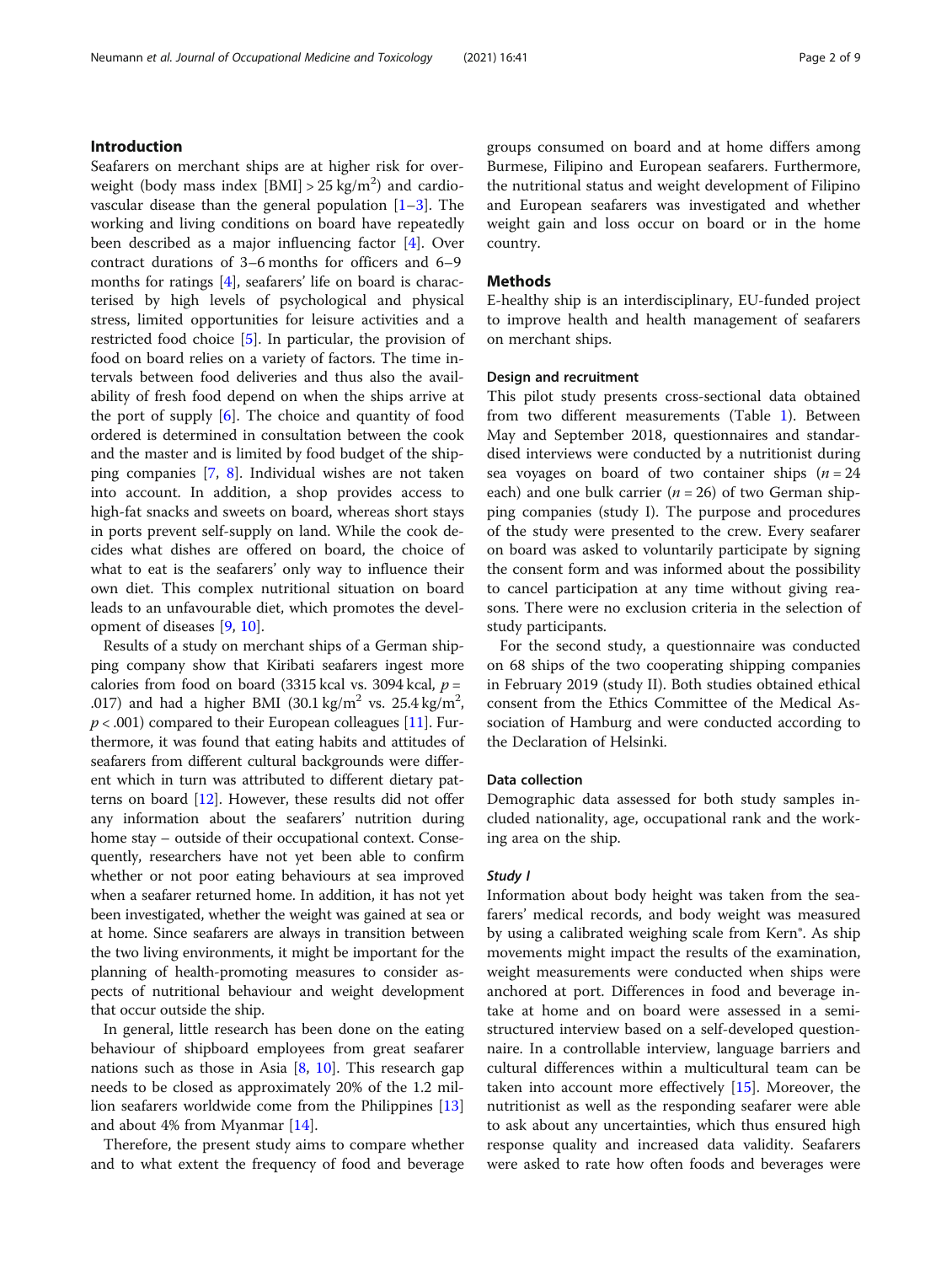## Introduction

Seafarers on merchant ships are at higher risk for overweight (body mass index [BMI] > 25 kg/m$^2$) and cardiovascular disease than the general population [1–3]. The working and living conditions on board have repeatedly been described as a major influencing factor [4]. Over contract durations of 3–6 months for officers and 6–9 months for ratings [4], seafarers' life on board is characterised by high levels of psychological and physical stress, limited opportunities for leisure activities and a restricted food choice [5]. In particular, the provision of food on board relies on a variety of factors. The time intervals between food deliveries and thus also the availability of fresh food depend on when the ships arrive at the port of supply [6]. The choice and quantity of food ordered is determined in consultation between the cook and the master and is limited by food budget of the shipping companies [7, 8]. Individual wishes are not taken into account. In addition, a shop provides access to high-fat snacks and sweets on board, whereas short stays in ports prevent self-supply on land. While the cook decides what dishes are offered on board, the choice of what to eat is the seafarers' only way to influence their own diet. This complex nutritional situation on board leads to an unfavourable diet, which promotes the development of diseases [9, 10].

Results of a study on merchant ships of a German shipping company show that Kiribati seafarers ingest more calories from food on board (3315 kcal vs. 3094 kcal, $p = .017$) and had a higher BMI (30.1 kg/m$^2$ vs. 25.4 kg/m$^2$, $p < .001$) compared to their European colleagues [11]. Furthermore, it was found that eating habits and attitudes of seafarers from different cultural backgrounds were different which in turn was attributed to different dietary patterns on board [12]. However, these results did not offer any information about the seafarers' nutrition during home stay – outside of their occupational context. Consequently, researchers have not yet been able to confirm whether or not poor eating behaviours at sea improved when a seafarer returned home. In addition, it has not yet been investigated, whether the weight was gained at sea or at home. Since seafarers are always in transition between the two living environments, it might be important for the planning of health-promoting measures to consider aspects of nutritional behaviour and weight development that occur outside the ship.

In general, little research has been done on the eating behaviour of shipboard employees from great seafarer nations such as those in Asia [8, 10]. This research gap needs to be closed as approximately 20% of the 1.2 million seafarers worldwide come from the Philippines [13] and about 4% from Myanmar [14].

Therefore, the present study aims to compare whether and to what extent the frequency of food and beverage groups consumed on board and at home differs among Burmese, Filipino and European seafarers. Furthermore, the nutritional status and weight development of Filipino and European seafarers was investigated and whether weight gain and loss occur on board or in the home country.

## Methods

E-healthy ship is an interdisciplinary, EU-funded project to improve health and health management of seafarers on merchant ships.

### Design and recruitment

This pilot study presents cross-sectional data obtained from two different measurements (Table 1). Between May and September 2018, questionnaires and standardised interviews were conducted by a nutritionist during sea voyages on board of two container ships ($n = 24$ each) and one bulk carrier ($n = 26$) of two German shipping companies (study I). The purpose and procedures of the study were presented to the crew. Every seafarer on board was asked to voluntarily participate by signing the consent form and was informed about the possibility to cancel participation at any time without giving reasons. There were no exclusion criteria in the selection of study participants.

For the second study, a questionnaire was conducted on 68 ships of the two cooperating shipping companies in February 2019 (study II). Both studies obtained ethical consent from the Ethics Committee of the Medical Association of Hamburg and were conducted according to the Declaration of Helsinki.

### Data collection

Demographic data assessed for both study samples included nationality, age, occupational rank and the working area on the ship.

#### *Study I*

Information about body height was taken from the seafarers' medical records, and body weight was measured by using a calibrated weighing scale from Kern®. As ship movements might impact the results of the examination, weight measurements were conducted when ships were anchored at port. Differences in food and beverage intake at home and on board were assessed in a semi-structured interview based on a self-developed questionnaire. In a controllable interview, language barriers and cultural differences within a multicultural team can be taken into account more effectively [15]. Moreover, the nutritionist as well as the responding seafarer were able to ask about any uncertainties, which thus ensured high response quality and increased data validity. Seafarers were asked to rate how often foods and beverages were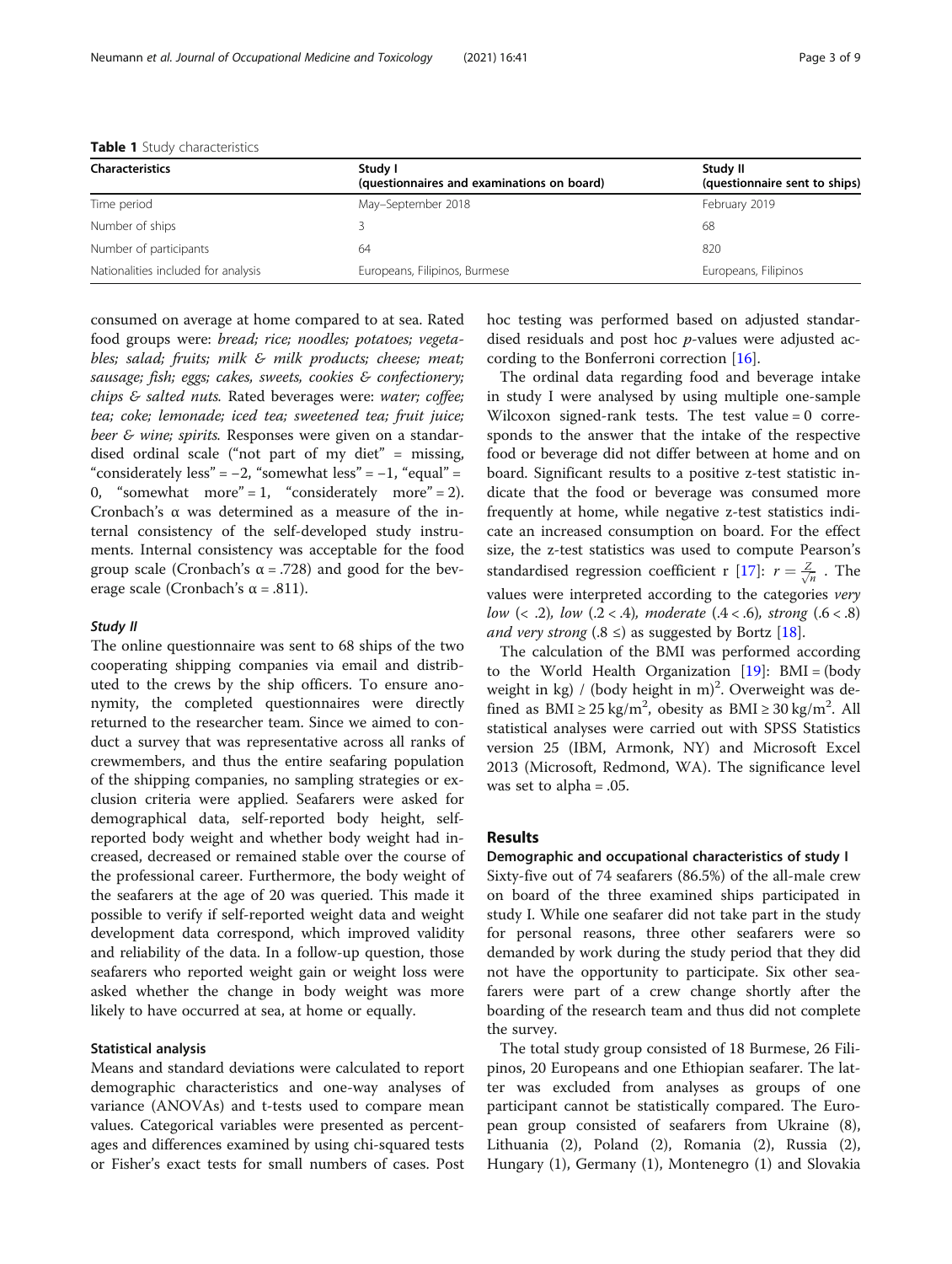**Table 1** Study characteristics

| Characteristics | Study I (questionnaires and examinations on board) | Study II (questionnaire sent to ships) |
|---|---|---|
| Time period | May–September 2018 | February 2019 |
| Number of ships | 3 | 68 |
| Number of participants | 64 | 820 |
| Nationalities included for analysis | Europeans, Filipinos, Burmese | Europeans, Filipinos |

consumed on average at home compared to at sea. Rated food groups were: *bread; rice; noodles; potatoes; vegetables; salad; fruits; milk & milk products; cheese; meat; sausage; fish; eggs; cakes, sweets, cookies & confectionery; chips & salted nuts.* Rated beverages were: *water; coffee; tea; coke; lemonade; iced tea; sweetened tea; fruit juice; beer & wine; spirits.* Responses were given on a standardised ordinal scale ("not part of my diet" = missing, "considerately less" = −2, "somewhat less" = −1, "equal" = 0, "somewhat more" = 1, "considerately more" = 2). Cronbach's α was determined as a measure of the internal consistency of the self-developed study instruments. Internal consistency was acceptable for the food group scale (Cronbach's α = .728) and good for the beverage scale (Cronbach's α = .811).

#### Study II

The online questionnaire was sent to 68 ships of the two cooperating shipping companies via email and distributed to the crews by the ship officers. To ensure anonymity, the completed questionnaires were directly returned to the researcher team. Since we aimed to conduct a survey that was representative across all ranks of crewmembers, and thus the entire seafaring population of the shipping companies, no sampling strategies or exclusion criteria were applied. Seafarers were asked for demographical data, self-reported body height, self-reported body weight and whether body weight had increased, decreased or remained stable over the course of the professional career. Furthermore, the body weight of the seafarers at the age of 20 was queried. This made it possible to verify if self-reported weight data and weight development data correspond, which improved validity and reliability of the data. In a follow-up question, those seafarers who reported weight gain or weight loss were asked whether the change in body weight was more likely to have occurred at sea, at home or equally.

### Statistical analysis

Means and standard deviations were calculated to report demographic characteristics and one-way analyses of variance (ANOVAs) and t-tests used to compare mean values. Categorical variables were presented as percentages and differences examined by using chi-squared tests or Fisher's exact tests for small numbers of cases. Post hoc testing was performed based on adjusted standardised residuals and post hoc *p*-values were adjusted according to the Bonferroni correction [16].

The ordinal data regarding food and beverage intake in study I were analysed by using multiple one-sample Wilcoxon signed-rank tests. The test value = 0 corresponds to the answer that the intake of the respective food or beverage did not differ between at home and on board. Significant results to a positive z-test statistic indicate that the food or beverage was consumed more frequently at home, while negative z-test statistics indicate an increased consumption on board. For the effect size, the z-test statistics was used to compute Pearson's standardised regression coefficient r [17]: $r = \frac{Z}{\sqrt{n}}$ . The values were interpreted according to the categories *very low* (< .2), *low* (.2 < .4), *moderate* (.4 < .6), *strong* (.6 < .8) *and very strong* (.8 ≤) as suggested by Bortz [18].

The calculation of the BMI was performed according to the World Health Organization [19]: BMI = (body weight in kg) / (body height in m)$^2$. Overweight was defined as BMI ≥ 25 kg/m$^2$, obesity as BMI ≥ 30 kg/m$^2$. All statistical analyses were carried out with SPSS Statistics version 25 (IBM, Armonk, NY) and Microsoft Excel 2013 (Microsoft, Redmond, WA). The significance level was set to alpha = .05.

## Results

### Demographic and occupational characteristics of study I

Sixty-five out of 74 seafarers (86.5%) of the all-male crew on board of the three examined ships participated in study I. While one seafarer did not take part in the study for personal reasons, three other seafarers were so demanded by work during the study period that they did not have the opportunity to participate. Six other seafarers were part of a crew change shortly after the boarding of the research team and thus did not complete the survey.

The total study group consisted of 18 Burmese, 26 Filipinos, 20 Europeans and one Ethiopian seafarer. The latter was excluded from analyses as groups of one participant cannot be statistically compared. The European group consisted of seafarers from Ukraine (8), Lithuania (2), Poland (2), Romania (2), Russia (2), Hungary (1), Germany (1), Montenegro (1) and Slovakia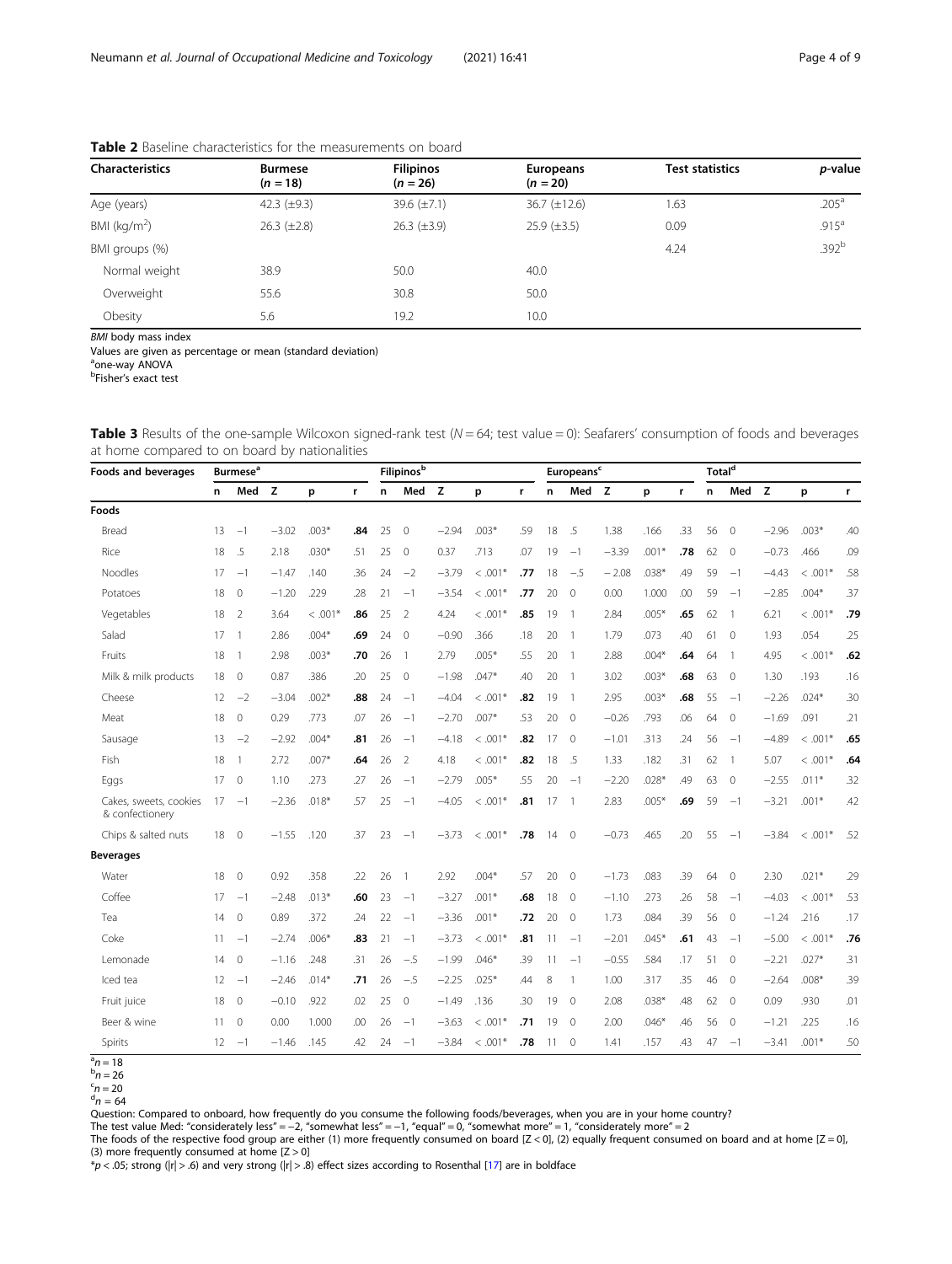**Table 2** Baseline characteristics for the measurements on board

| Characteristics | Burmese (*n* = 18) | Filipinos (*n* = 26) | Europeans (*n* = 20) | Test statistics | *p*-value |
|---|---|---|---|---|---|
| Age (years) | 42.3 (±9.3) | 39.6 (±7.1) | 36.7 (±12.6) | 1.63 | .205[a] |
| BMI (kg/m$^2$) | 26.3 (±2.8) | 26.3 (±3.9) | 25.9 (±3.5) | 0.09 | .915[a] |
| BMI groups (%) | | | | 4.24 | .392[b] |
| Normal weight | 38.9 | 50.0 | 40.0 | | |
| Overweight | 55.6 | 30.8 | 50.0 | | |
| Obesity | 5.6 | 19.2 | 10.0 | | |

*BMI* body mass index
Values are given as percentage or mean (standard deviation)
[a]one-way ANOVA
[b]Fisher's exact test

**Table 3** Results of the one-sample Wilcoxon signed-rank test (*N* = 64; test value = 0): Seafarers' consumption of foods and beverages at home compared to on board by nationalities

| Foods and beverages | Burmese[a] | | | | | Filipinos[b] | | | | | Europeans[c] | | | | | Total[d] | | | | |
|---|---|---|---|---|---|---|---|---|---|---|---|---|---|---|---|---|---|---|---|---|
| | n | Med | Z | p | r | n | Med | Z | p | r | n | Med | Z | p | r | n | Med | Z | p | r |
| **Foods** | | | | | | | | | | | | | | | | | | | | |
| Bread | 13 | −1 | −3.02 | .003* | **.84** | 25 | 0 | −2.94 | .003* | .59 | 18 | .5 | 1.38 | .166 | .33 | 56 | 0 | −2.96 | .003* | .40 |
| Rice | 18 | .5 | 2.18 | .030* | .51 | 25 | 0 | 0.37 | .713 | .07 | 19 | −1 | −3.39 | .001* | **.78** | 62 | 0 | −0.73 | .466 | .09 |
| Noodles | 17 | −1 | −1.47 | .140 | .36 | 24 | −2 | −3.79 | < .001* | **.77** | 18 | −.5 | − 2.08 | .038* | .49 | 59 | −1 | −4.43 | < .001* | .58 |
| Potatoes | 18 | 0 | −1.20 | .229 | .28 | 21 | −1 | −3.54 | < .001* | **.77** | 20 | 0 | 0.00 | 1.000 | .00 | 59 | −1 | −2.85 | .004* | .37 |
| Vegetables | 18 | 2 | 3.64 | < .001* | **.86** | 25 | 2 | 4.24 | < .001* | **.85** | 19 | 1 | 2.84 | .005* | **.65** | 62 | 1 | 6.21 | < .001* | **.79** |
| Salad | 17 | 1 | 2.86 | .004* | **.69** | 24 | 0 | −0.90 | .366 | .18 | 20 | 1 | 1.79 | .073 | .40 | 61 | 0 | 1.93 | .054 | .25 |
| Fruits | 18 | 1 | 2.98 | .003* | **.70** | 26 | 1 | 2.79 | .005* | .55 | 20 | 1 | 2.88 | .004* | **.64** | 64 | 1 | 4.95 | < .001* | **.62** |
| Milk & milk products | 18 | 0 | 0.87 | .386 | .20 | 25 | 0 | −1.98 | .047* | .40 | 20 | 1 | 3.02 | .003* | **.68** | 63 | 0 | 1.30 | .193 | .16 |
| Cheese | 12 | −2 | −3.04 | .002* | **.88** | 24 | −1 | −4.04 | < .001* | **.82** | 19 | 1 | 2.95 | .003* | **.68** | 55 | −1 | −2.26 | .024* | .30 |
| Meat | 18 | 0 | 0.29 | .773 | .07 | 26 | −1 | −2.70 | .007* | .53 | 20 | 0 | −0.26 | .793 | .06 | 64 | 0 | −1.69 | .091 | .21 |
| Sausage | 13 | −2 | −2.92 | .004* | **.81** | 26 | −1 | −4.18 | < .001* | **.82** | 17 | 0 | −1.01 | .313 | .24 | 56 | −1 | −4.89 | < .001* | **.65** |
| Fish | 18 | 1 | 2.72 | .007* | **.64** | 26 | 2 | 4.18 | < .001* | **.82** | 18 | .5 | 1.33 | .182 | .31 | 62 | 1 | 5.07 | < .001* | **.64** |
| Eggs | 17 | 0 | 1.10 | .273 | .27 | 26 | −1 | −2.79 | .005* | .55 | 20 | −1 | −2.20 | .028* | .49 | 63 | 0 | −2.55 | .011* | .32 |
| Cakes, sweets, cookies & confectionery | 17 | −1 | −2.36 | .018* | .57 | 25 | −1 | −4.05 | < .001* | **.81** | 17 | 1 | 2.83 | .005* | **.69** | 59 | −1 | −3.21 | .001* | .42 |
| Chips & salted nuts | 18 | 0 | −1.55 | .120 | .37 | 23 | −1 | −3.73 | < .001* | **.78** | 14 | 0 | −0.73 | .465 | .20 | 55 | −1 | −3.84 | < .001* | .52 |
| **Beverages** | | | | | | | | | | | | | | | | | | | | |
| Water | 18 | 0 | 0.92 | .358 | .22 | 26 | 1 | 2.92 | .004* | .57 | 20 | 0 | −1.73 | .083 | .39 | 64 | 0 | 2.30 | .021* | .29 |
| Coffee | 17 | −1 | −2.48 | .013* | **.60** | 23 | −1 | −3.27 | .001* | **.68** | 18 | 0 | −1.10 | .273 | .26 | 58 | −1 | −4.03 | < .001* | .53 |
| Tea | 14 | 0 | 0.89 | .372 | .24 | 22 | −1 | −3.36 | .001* | **.72** | 20 | 0 | 1.73 | .084 | .39 | 56 | 0 | −1.24 | .216 | .17 |
| Coke | 11 | −1 | −2.74 | .006* | **.83** | 21 | −1 | −3.73 | < .001* | **.81** | 11 | −1 | −2.01 | .045* | **.61** | 43 | −1 | −5.00 | < .001* | **.76** |
| Lemonade | 14 | 0 | −1.16 | .248 | .31 | 26 | −.5 | −1.99 | .046* | .39 | 11 | −1 | −0.55 | .584 | .17 | 51 | 0 | −2.21 | .027* | .31 |
| Iced tea | 12 | −1 | −2.46 | .014* | **.71** | 26 | −.5 | −2.25 | .025* | .44 | 8 | 1 | 1.00 | .317 | .35 | 46 | 0 | −2.64 | .008* | .39 |
| Fruit juice | 18 | 0 | −0.10 | .922 | .02 | 25 | 0 | −1.49 | .136 | .30 | 19 | 0 | 2.08 | .038* | .48 | 62 | 0 | 0.09 | .930 | .01 |
| Beer & wine | 11 | 0 | 0.00 | 1.000 | .00 | 26 | −1 | −3.63 | < .001* | **.71** | 19 | 0 | 2.00 | .046* | .46 | 56 | 0 | −1.21 | .225 | .16 |
| Spirits | 12 | −1 | −1.46 | .145 | .42 | 24 | −1 | −3.84 | < .001* | **.78** | 11 | 0 | 1.41 | .157 | .43 | 47 | −1 | −3.41 | .001* | .50 |

[a]*n* = 18
[b]*n* = 26
[c]*n* = 20
[d]*n* = 64
Question: Compared to onboard, how frequently do you consume the following foods/beverages, when you are in your home country?
The test value Med: "considerately less" = −2, "somewhat less" = −1, "equal" = 0, "somewhat more" = 1, "considerately more" = 2
The foods of the respective food group are either (1) more frequently consumed on board [Z < 0], (2) equally frequent consumed on board and at home [Z = 0], (3) more frequently consumed at home [Z > 0]
*$p$ < .05; strong (|r| > .6) and very strong (|r| > .8) effect sizes according to Rosenthal [17] are in boldface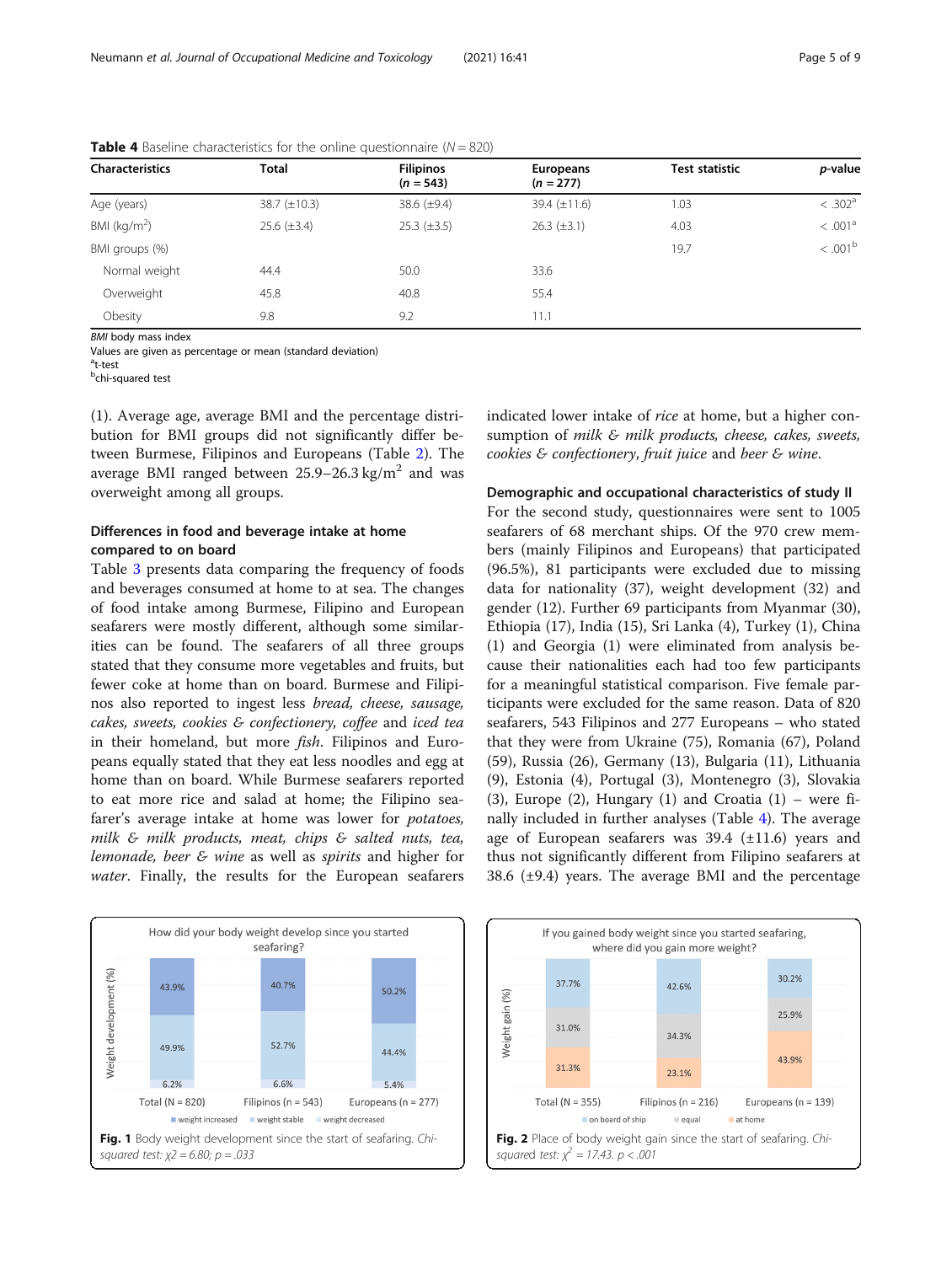**Table 4** Baseline characteristics for the online questionnaire ($N = 820$)

| Characteristics | Total | Filipinos ($n = 543$) | Europeans ($n = 277$) | Test statistic | $p$-value |
|---|---|---|---|---|---|
| Age (years) | 38.7 (±10.3) | 38.6 (±9.4) | 39.4 (±11.6) | 1.03 | < .302[a] |
| BMI (kg/m$^2$) | 25.6 (±3.4) | 25.3 (±3.5) | 26.3 (±3.1) | 4.03 | < .001[a] |
| BMI groups (%) | | | | 19.7 | < .001[b] |
| Normal weight | 44.4 | 50.0 | 33.6 | | |
| Overweight | 45.8 | 40.8 | 55.4 | | |
| Obesity | 9.8 | 9.2 | 11.1 | | |

*BMI* body mass index

Values are given as percentage or mean (standard deviation)

[a]t-test

[b]chi-squared test

(1). Average age, average BMI and the percentage distribution for BMI groups did not significantly differ between Burmese, Filipinos and Europeans (Table 2). The average BMI ranged between 25.9–26.3 kg/m$^2$ and was overweight among all groups.

### Differences in food and beverage intake at home compared to on board

Table 3 presents data comparing the frequency of foods and beverages consumed at home to at sea. The changes of food intake among Burmese, Filipino and European seafarers were mostly different, although some similarities can be found. The seafarers of all three groups stated that they consume more vegetables and fruits, but fewer coke at home than on board. Burmese and Filipinos also reported to ingest less *bread, cheese, sausage, cakes, sweets, cookies & confectionery, coffee* and *iced tea* in their homeland, but more *fish*. Filipinos and Europeans equally stated that they eat less noodles and egg at home than on board. While Burmese seafarers reported to eat more rice and salad at home; the Filipino seafarer's average intake at home was lower for *potatoes, milk & milk products, meat, chips & salted nuts, tea, lemonade, beer & wine* as well as *spirits* and higher for *water*. Finally, the results for the European seafarers indicated lower intake of *rice* at home, but a higher consumption of *milk & milk products, cheese, cakes, sweets, cookies & confectionery, fruit juice* and *beer & wine*.

### Demographic and occupational characteristics of study II

For the second study, questionnaires were sent to 1005 seafarers of 68 merchant ships. Of the 970 crew members (mainly Filipinos and Europeans) that participated (96.5%), 81 participants were excluded due to missing data for nationality (37), weight development (32) and gender (12). Further 69 participants from Myanmar (30), Ethiopia (17), India (15), Sri Lanka (4), Turkey (1), China (1) and Georgia (1) were eliminated from analysis because their nationalities each had too few participants for a meaningful statistical comparison. Five female participants were excluded for the same reason. Data of 820 seafarers, 543 Filipinos and 277 Europeans – who stated that they were from Ukraine (75), Romania (67), Poland (59), Russia (26), Germany (13), Bulgaria (11), Lithuania (9), Estonia (4), Portugal (3), Montenegro (3), Slovakia (3), Europe (2), Hungary (1) and Croatia (1) – were finally included in further analyses (Table 4). The average age of European seafarers was 39.4 (±11.6) years and thus not significantly different from Filipino seafarers at 38.6 (±9.4) years. The average BMI and the percentage

**Fig. 1** Body weight development since the start of seafaring. *Chi-squared test: χ2 = 6.80; p = .033*

**Fig. 2** Place of body weight gain since the start of seafaring. *Chi-squared test:* $\chi^2 = 17.43$. $p < .001$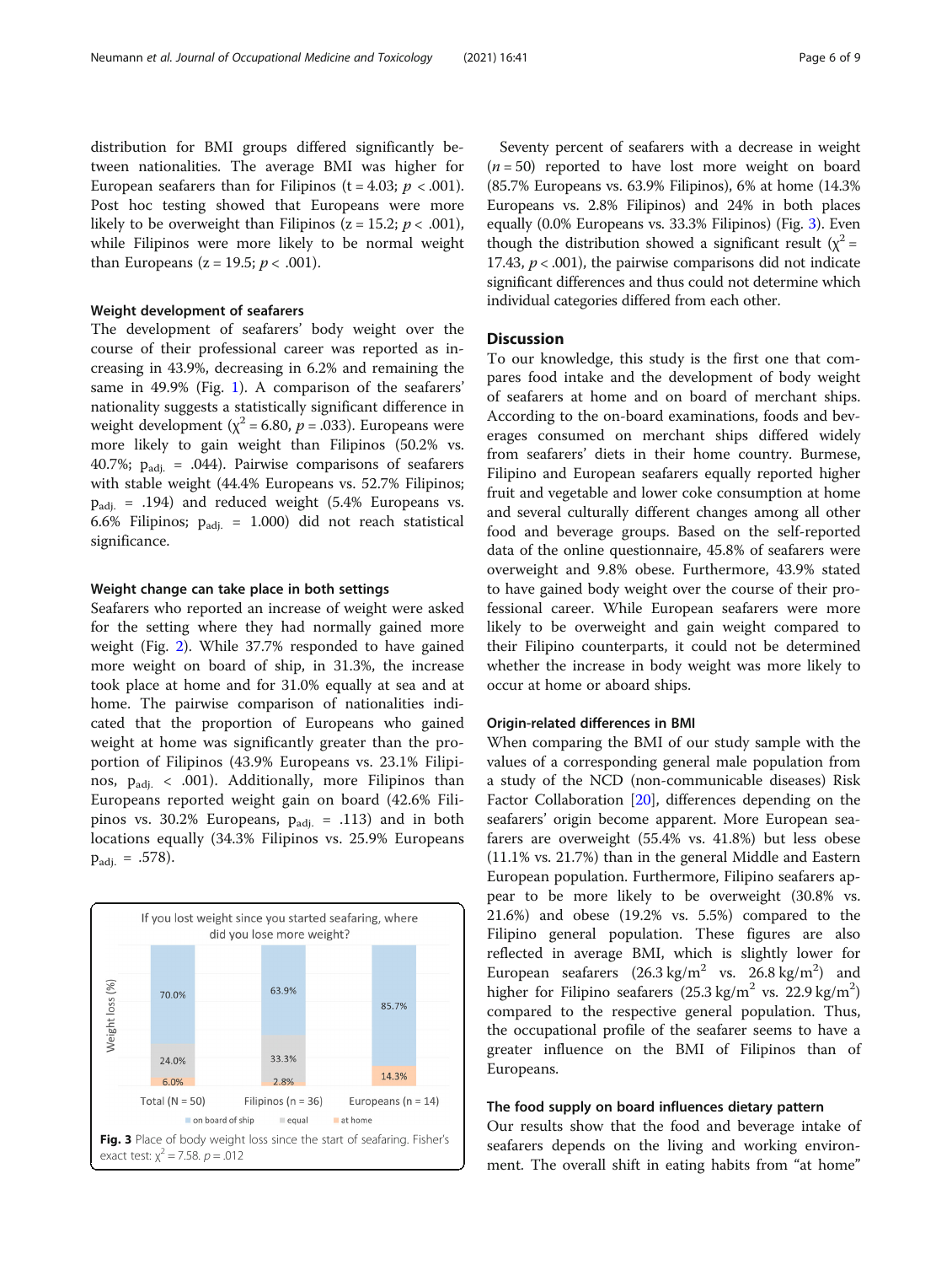distribution for BMI groups differed significantly between nationalities. The average BMI was higher for European seafarers than for Filipinos ($t = 4.03$; $p < .001$). Post hoc testing showed that Europeans were more likely to be overweight than Filipinos ($z = 15.2$; $p < .001$), while Filipinos were more likely to be normal weight than Europeans ($z = 19.5$; $p < .001$).

### Weight development of seafarers

The development of seafarers' body weight over the course of their professional career was reported as increasing in 43.9%, decreasing in 6.2% and remaining the same in 49.9% (Fig. 1). A comparison of the seafarers' nationality suggests a statistically significant difference in weight development ($\chi^2 = 6.80$, $p = .033$). Europeans were more likely to gain weight than Filipinos (50.2% vs. 40.7%; $p_{adj.} = .044$). Pairwise comparisons of seafarers with stable weight (44.4% Europeans vs. 52.7% Filipinos; $p_{adj.} = .194$) and reduced weight (5.4% Europeans vs. 6.6% Filipinos; $p_{adj.} = 1.000$) did not reach statistical significance.

### Weight change can take place in both settings

Seafarers who reported an increase of weight were asked for the setting where they had normally gained more weight (Fig. 2). While 37.7% responded to have gained more weight on board of ship, in 31.3%, the increase took place at home and for 31.0% equally at sea and at home. The pairwise comparison of nationalities indicated that the proportion of Europeans who gained weight at home was significantly greater than the proportion of Filipinos (43.9% Europeans vs. 23.1% Filipinos, $p_{adj.} < .001$). Additionally, more Filipinos than Europeans reported weight gain on board (42.6% Filipinos vs. 30.2% Europeans, $p_{adj.} = .113$) and in both locations equally (34.3% Filipinos vs. 25.9% Europeans $p_{adj.} = .578$).

If you lost weight since you started seafaring, where did you lose more weight?

| | Total (N = 50) | Filipinos (n = 36) | Europeans (n = 14) |
|---|---|---|---|
| on board of ship | 70.0% | 63.9% | 85.7% |
| equal | 24.0% | 33.3% | |
| at home | 6.0% | 2.8% | 14.3% |

**Fig. 3** Place of body weight loss since the start of seafaring. Fisher's exact test: $\chi^2 = 7.58$. $p = .012$

Seventy percent of seafarers with a decrease in weight ($n = 50$) reported to have lost more weight on board (85.7% Europeans vs. 63.9% Filipinos), 6% at home (14.3% Europeans vs. 2.8% Filipinos) and 24% in both places equally (0.0% Europeans vs. 33.3% Filipinos) (Fig. 3). Even though the distribution showed a significant result ($\chi^2 = 17.43$, $p < .001$), the pairwise comparisons did not indicate significant differences and thus could not determine which individual categories differed from each other.

## Discussion

To our knowledge, this study is the first one that compares food intake and the development of body weight of seafarers at home and on board of merchant ships. According to the on-board examinations, foods and beverages consumed on merchant ships differed widely from seafarers' diets in their home country. Burmese, Filipino and European seafarers equally reported higher fruit and vegetable and lower coke consumption at home and several culturally different changes among all other food and beverage groups. Based on the self-reported data of the online questionnaire, 45.8% of seafarers were overweight and 9.8% obese. Furthermore, 43.9% stated to have gained body weight over the course of their professional career. While European seafarers were more likely to be overweight and gain weight compared to their Filipino counterparts, it could not be determined whether the increase in body weight was more likely to occur at home or aboard ships.

### Origin-related differences in BMI

When comparing the BMI of our study sample with the values of a corresponding general male population from a study of the NCD (non-communicable diseases) Risk Factor Collaboration [20], differences depending on the seafarers' origin become apparent. More European seafarers are overweight (55.4% vs. 41.8%) but less obese (11.1% vs. 21.7%) than in the general Middle and Eastern European population. Furthermore, Filipino seafarers appear to be more likely to be overweight (30.8% vs. 21.6%) and obese (19.2% vs. 5.5%) compared to the Filipino general population. These figures are also reflected in average BMI, which is slightly lower for European seafarers (26.3 kg/m$^2$ vs. 26.8 kg/m$^2$) and higher for Filipino seafarers (25.3 kg/m$^2$ vs. 22.9 kg/m$^2$) compared to the respective general population. Thus, the occupational profile of the seafarer seems to have a greater influence on the BMI of Filipinos than of Europeans.

### The food supply on board influences dietary pattern

Our results show that the food and beverage intake of seafarers depends on the living and working environment. The overall shift in eating habits from "at home"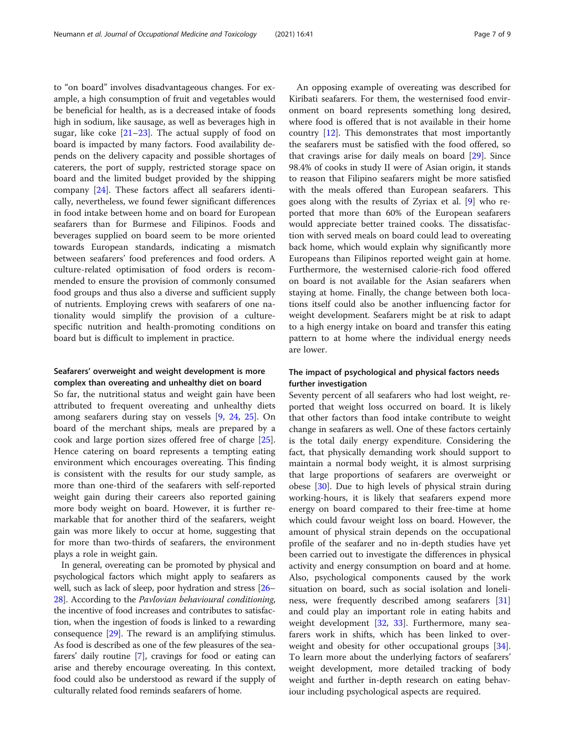to "on board" involves disadvantageous changes. For example, a high consumption of fruit and vegetables would be beneficial for health, as is a decreased intake of foods high in sodium, like sausage, as well as beverages high in sugar, like coke [21–23]. The actual supply of food on board is impacted by many factors. Food availability depends on the delivery capacity and possible shortages of caterers, the port of supply, restricted storage space on board and the limited budget provided by the shipping company [24]. These factors affect all seafarers identically, nevertheless, we found fewer significant differences in food intake between home and on board for European seafarers than for Burmese and Filipinos. Foods and beverages supplied on board seem to be more oriented towards European standards, indicating a mismatch between seafarers' food preferences and food orders. A culture-related optimisation of food orders is recommended to ensure the provision of commonly consumed food groups and thus also a diverse and sufficient supply of nutrients. Employing crews with seafarers of one nationality would simplify the provision of a culture-specific nutrition and health-promoting conditions on board but is difficult to implement in practice.

### Seafarers' overweight and weight development is more complex than overeating and unhealthy diet on board

So far, the nutritional status and weight gain have been attributed to frequent overeating and unhealthy diets among seafarers during stay on vessels [9, 24, 25]. On board of the merchant ships, meals are prepared by a cook and large portion sizes offered free of charge [25]. Hence catering on board represents a tempting eating environment which encourages overeating. This finding is consistent with the results for our study sample, as more than one-third of the seafarers with self-reported weight gain during their careers also reported gaining more body weight on board. However, it is further remarkable that for another third of the seafarers, weight gain was more likely to occur at home, suggesting that for more than two-thirds of seafarers, the environment plays a role in weight gain.

In general, overeating can be promoted by physical and psychological factors which might apply to seafarers as well, such as lack of sleep, poor hydration and stress [26–28]. According to the *Pavlovian behavioural conditioning*, the incentive of food increases and contributes to satisfaction, when the ingestion of foods is linked to a rewarding consequence [29]. The reward is an amplifying stimulus. As food is described as one of the few pleasures of the seafarers' daily routine [7], cravings for food or eating can arise and thereby encourage overeating. In this context, food could also be understood as reward if the supply of culturally related food reminds seafarers of home.

An opposing example of overeating was described for Kiribati seafarers. For them, the westernised food environment on board represents something long desired, where food is offered that is not available in their home country [12]. This demonstrates that most importantly the seafarers must be satisfied with the food offered, so that cravings arise for daily meals on board [29]. Since 98.4% of cooks in study II were of Asian origin, it stands to reason that Filipino seafarers might be more satisfied with the meals offered than European seafarers. This goes along with the results of Zyriax et al. [9] who reported that more than 60% of the European seafarers would appreciate better trained cooks. The dissatisfaction with served meals on board could lead to overeating back home, which would explain why significantly more Europeans than Filipinos reported weight gain at home. Furthermore, the westernised calorie-rich food offered on board is not available for the Asian seafarers when staying at home. Finally, the change between both locations itself could also be another influencing factor for weight development. Seafarers might be at risk to adapt to a high energy intake on board and transfer this eating pattern to at home where the individual energy needs are lower.

### The impact of psychological and physical factors needs further investigation

Seventy percent of all seafarers who had lost weight, reported that weight loss occurred on board. It is likely that other factors than food intake contribute to weight change in seafarers as well. One of these factors certainly is the total daily energy expenditure. Considering the fact, that physically demanding work should support to maintain a normal body weight, it is almost surprising that large proportions of seafarers are overweight or obese [30]. Due to high levels of physical strain during working-hours, it is likely that seafarers expend more energy on board compared to their free-time at home which could favour weight loss on board. However, the amount of physical strain depends on the occupational profile of the seafarer and no in-depth studies have yet been carried out to investigate the differences in physical activity and energy consumption on board and at home. Also, psychological components caused by the work situation on board, such as social isolation and loneliness, were frequently described among seafarers [31] and could play an important role in eating habits and weight development [32, 33]. Furthermore, many seafarers work in shifts, which has been linked to overweight and obesity for other occupational groups [34]. To learn more about the underlying factors of seafarers' weight development, more detailed tracking of body weight and further in-depth research on eating behaviour including psychological aspects are required.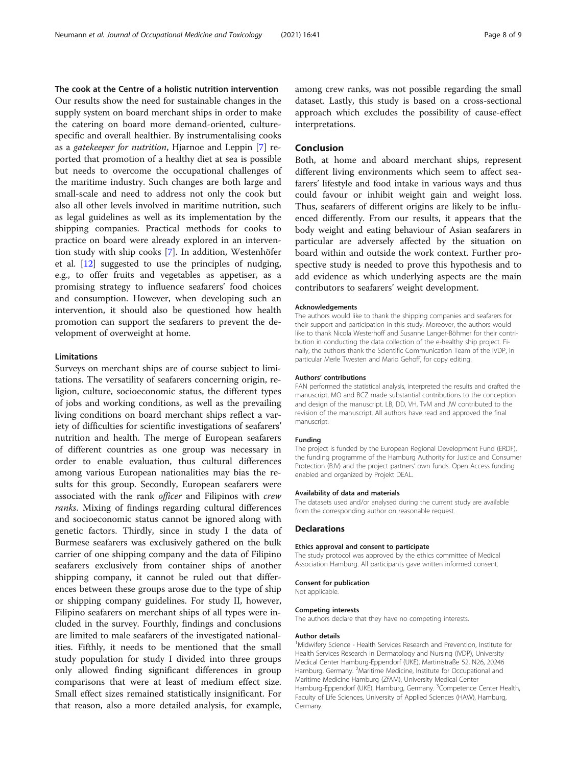### The cook at the Centre of a holistic nutrition intervention

Our results show the need for sustainable changes in the supply system on board merchant ships in order to make the catering on board more demand-oriented, culture-specific and overall healthier. By instrumentalising cooks as a *gatekeeper for nutrition*, Hjarnoe and Leppin [7] reported that promotion of a healthy diet at sea is possible but needs to overcome the occupational challenges of the maritime industry. Such changes are both large and small-scale and need to address not only the cook but also all other levels involved in maritime nutrition, such as legal guidelines as well as its implementation by the shipping companies. Practical methods for cooks to practice on board were already explored in an intervention study with ship cooks [7]. In addition, Westenhöfer et al. [12] suggested to use the principles of nudging, e.g., to offer fruits and vegetables as appetiser, as a promising strategy to influence seafarers' food choices and consumption. However, when developing such an intervention, it should also be questioned how health promotion can support the seafarers to prevent the development of overweight at home.

### Limitations

Surveys on merchant ships are of course subject to limitations. The versatility of seafarers concerning origin, religion, culture, socioeconomic status, the different types of jobs and working conditions, as well as the prevailing living conditions on board merchant ships reflect a variety of difficulties for scientific investigations of seafarers' nutrition and health. The merge of European seafarers of different countries as one group was necessary in order to enable evaluation, thus cultural differences among various European nationalities may bias the results for this group. Secondly, European seafarers were associated with the rank *officer* and Filipinos with *crew ranks*. Mixing of findings regarding cultural differences and socioeconomic status cannot be ignored along with genetic factors. Thirdly, since in study I the data of Burmese seafarers was exclusively gathered on the bulk carrier of one shipping company and the data of Filipino seafarers exclusively from container ships of another shipping company, it cannot be ruled out that differences between these groups arose due to the type of ship or shipping company guidelines. For study II, however, Filipino seafarers on merchant ships of all types were included in the survey. Fourthly, findings and conclusions are limited to male seafarers of the investigated nationalities. Fifthly, it needs to be mentioned that the small study population for study I divided into three groups only allowed finding significant differences in group comparisons that were at least of medium effect size. Small effect sizes remained statistically insignificant. For that reason, also a more detailed analysis, for example, among crew ranks, was not possible regarding the small dataset. Lastly, this study is based on a cross-sectional approach which excludes the possibility of cause-effect interpretations.

## Conclusion

Both, at home and aboard merchant ships, represent different living environments which seem to affect seafarers' lifestyle and food intake in various ways and thus could favour or inhibit weight gain and weight loss. Thus, seafarers of different origins are likely to be influenced differently. From our results, it appears that the body weight and eating behaviour of Asian seafarers in particular are adversely affected by the situation on board within and outside the work context. Further prospective study is needed to prove this hypothesis and to add evidence as which underlying aspects are the main contributors to seafarers' weight development.

#### Acknowledgements

The authors would like to thank the shipping companies and seafarers for their support and participation in this study. Moreover, the authors would like to thank Nicola Westerhoff and Susanne Langer-Böhmer for their contribution in conducting the data collection of the e-healthy ship project. Finally, the authors thank the Scientific Communication Team of the IVDP, in particular Merle Twesten and Mario Gehoff, for copy editing.

#### Authors' contributions

FAN performed the statistical analysis, interpreted the results and drafted the manuscript, MO and BCZ made substantial contributions to the conception and design of the manuscript. LB, DD, VH, TvM and JW contributed to the revision of the manuscript. All authors have read and approved the final manuscript.

#### Funding

The project is funded by the European Regional Development Fund (ERDF), the funding programme of the Hamburg Authority for Justice and Consumer Protection (BJV) and the project partners' own funds. Open Access funding enabled and organized by Projekt DEAL.

#### Availability of data and materials

The datasets used and/or analysed during the current study are available from the corresponding author on reasonable request.

### Declarations

#### Ethics approval and consent to participate

The study protocol was approved by the ethics committee of Medical Association Hamburg. All participants gave written informed consent.

#### Consent for publication

Not applicable.

#### Competing interests

The authors declare that they have no competing interests.

#### Author details

[1]Midwifery Science - Health Services Research and Prevention, Institute for Health Services Research in Dermatology and Nursing (IVDP), University Medical Center Hamburg-Eppendorf (UKE), Martinistraße 52, N26, 20246 Hamburg, Germany. [2]Maritime Medicine, Institute for Occupational and Maritime Medicine Hamburg (ZfAM), University Medical Center Hamburg-Eppendorf (UKE), Hamburg, Germany. [3]Competence Center Health, Faculty of Life Sciences, University of Applied Sciences (HAW), Hamburg, Germany.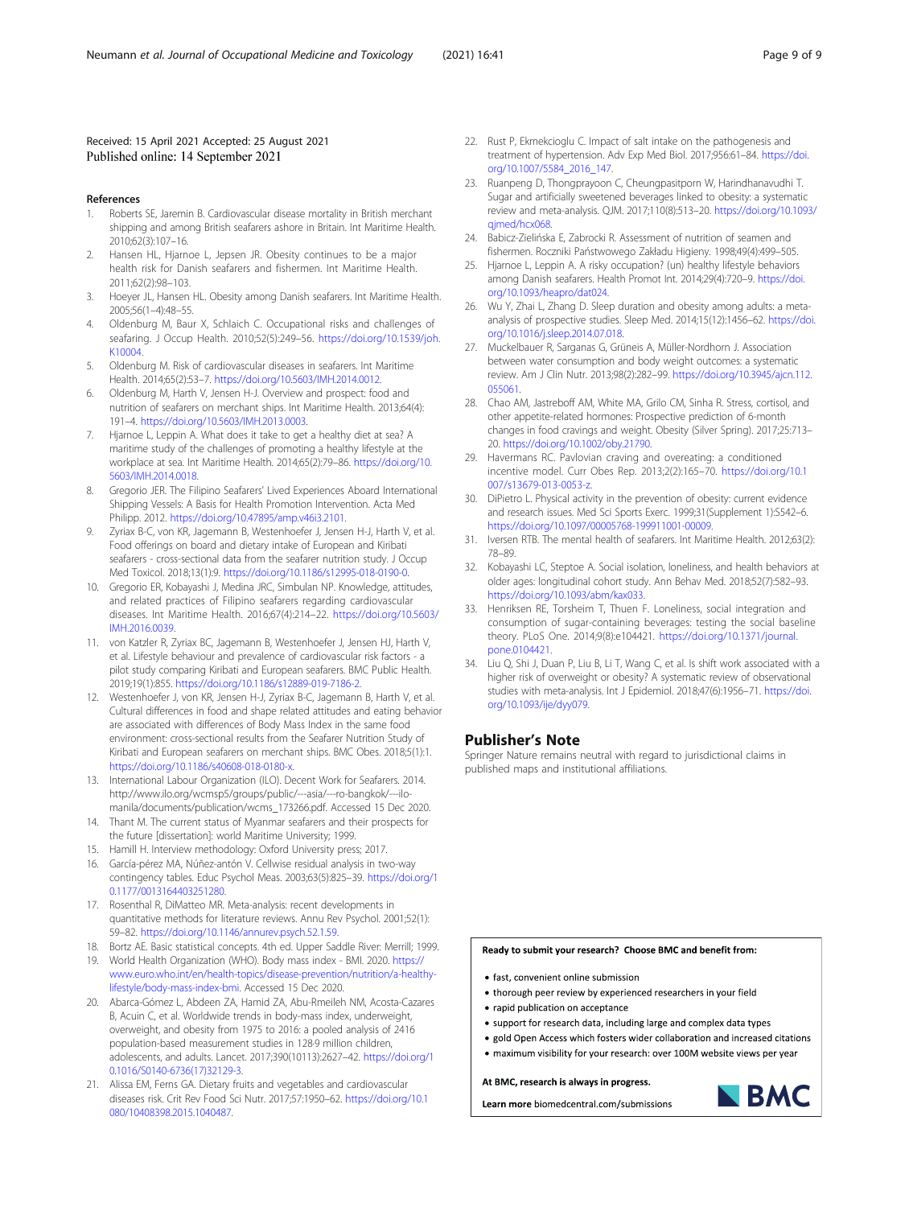Received: 15 April 2021 Accepted: 25 August 2021
Published online: 14 September 2021

## References

1. Roberts SE, Jaremin B. Cardiovascular disease mortality in British merchant shipping and among British seafarers ashore in Britain. Int Maritime Health. 2010;62(3):107–16.
2. Hansen HL, Hjarnoe L, Jepsen JR. Obesity continues to be a major health risk for Danish seafarers and fishermen. Int Maritime Health. 2011;62(2):98–103.
3. Hoeyer JL, Hansen HL. Obesity among Danish seafarers. Int Maritime Health. 2005;56(1–4):48–55.
4. Oldenburg M, Baur X, Schlaich C. Occupational risks and challenges of seafaring. J Occup Health. 2010;52(5):249–56. https://doi.org/10.1539/joh.K10004.
5. Oldenburg M. Risk of cardiovascular diseases in seafarers. Int Maritime Health. 2014;65(2):53–7. https://doi.org/10.5603/IMH.2014.0012.
6. Oldenburg M, Harth V, Jensen H-J. Overview and prospect: food and nutrition of seafarers on merchant ships. Int Maritime Health. 2013;64(4):191–4. https://doi.org/10.5603/IMH.2013.0003.
7. Hjarnoe L, Leppin A. What does it take to get a healthy diet at sea? A maritime study of the challenges of promoting a healthy lifestyle at the workplace at sea. Int Maritime Health. 2014;65(2):79–86. https://doi.org/10.5603/IMH.2014.0018.
8. Gregorio JER. The Filipino Seafarers' Lived Experiences Aboard International Shipping Vessels: A Basis for Health Promotion Intervention. Acta Med Philipp. 2012. https://doi.org/10.47895/amp.v46i3.2101.
9. Zyriax B-C, von KR, Jagemann B, Westenhoefer J, Jensen H-J, Harth V, et al. Food offerings on board and dietary intake of European and Kiribati seafarers - cross-sectional data from the seafarer nutrition study. J Occup Med Toxicol. 2018;13(1):9. https://doi.org/10.1186/s12995-018-0190-0.
10. Gregorio ER, Kobayashi J, Medina JRC, Simbulan NP. Knowledge, attitudes, and related practices of Filipino seafarers regarding cardiovascular diseases. Int Maritime Health. 2016;67(4):214–22. https://doi.org/10.5603/IMH.2016.0039.
11. von Katzler R, Zyriax BC, Jagemann B, Westenhoefer J, Jensen HJ, Harth V, et al. Lifestyle behaviour and prevalence of cardiovascular risk factors - a pilot study comparing Kiribati and European seafarers. BMC Public Health. 2019;19(1):855. https://doi.org/10.1186/s12889-019-7186-2.
12. Westenhoefer J, von KR, Jensen H-J, Zyriax B-C, Jagemann B, Harth V, et al. Cultural differences in food and shape related attitudes and eating behavior are associated with differences of Body Mass Index in the same food environment: cross-sectional results from the Seafarer Nutrition Study of Kiribati and European seafarers on merchant ships. BMC Obes. 2018;5(1):1. https://doi.org/10.1186/s40608-018-0180-x.
13. International Labour Organization (ILO). Decent Work for Seafarers. 2014. http://www.ilo.org/wcmsp5/groups/public/---asia/---ro-bangkok/---ilo-manila/documents/publication/wcms_173266.pdf. Accessed 15 Dec 2020.
14. Thant M. The current status of Myanmar seafarers and their prospects for the future [dissertation]: world Maritime University; 1999.
15. Hamill H. Interview methodology: Oxford University press; 2017.
16. García-pérez MA, Núñez-antón V. Cellwise residual analysis in two-way contingency tables. Educ Psychol Meas. 2003;63(5):825–39. https://doi.org/10.1177/0013164403251280.
17. Rosenthal R, DiMatteo MR. Meta-analysis: recent developments in quantitative methods for literature reviews. Annu Rev Psychol. 2001;52(1):59–82. https://doi.org/10.1146/annurev.psych.52.1.59.
18. Bortz AE. Basic statistical concepts. 4th ed. Upper Saddle River: Merrill; 1999.
19. World Health Organization (WHO). Body mass index - BMI. 2020. https://www.euro.who.int/en/health-topics/disease-prevention/nutrition/a-healthy-lifestyle/body-mass-index-bmi. Accessed 15 Dec 2020.
20. Abarca-Gómez L, Abdeen ZA, Hamid ZA, Abu-Rmeileh NM, Acosta-Cazares B, Acuin C, et al. Worldwide trends in body-mass index, underweight, overweight, and obesity from 1975 to 2016: a pooled analysis of 2416 population-based measurement studies in 128·9 million children, adolescents, and adults. Lancet. 2017;390(10113):2627–42. https://doi.org/10.1016/S0140-6736(17)32129-3.
21. Alissa EM, Ferns GA. Dietary fruits and vegetables and cardiovascular diseases risk. Crit Rev Food Sci Nutr. 2017;57:1950–62. https://doi.org/10.1080/10408398.2015.1040487.
22. Rust P, Ekmekcioglu C. Impact of salt intake on the pathogenesis and treatment of hypertension. Adv Exp Med Biol. 2017;956:61–84. https://doi.org/10.1007/5584_2016_147.
23. Ruanpeng D, Thongprayoon C, Cheungpasitporn W, Harindhanavudhi T. Sugar and artificially sweetened beverages linked to obesity: a systematic review and meta-analysis. QJM. 2017;110(8):513–20. https://doi.org/10.1093/qjmed/hcx068.
24. Babicz-Zielińska E, Zabrocki R. Assessment of nutrition of seamen and fishermen. Roczniki Państwowego Zakładu Higieny. 1998;49(4):499–505.
25. Hjarnoe L, Leppin A. A risky occupation? (un) healthy lifestyle behaviors among Danish seafarers. Health Promot Int. 2014;29(4):720–9. https://doi.org/10.1093/heapro/dat024.
26. Wu Y, Zhai L, Zhang D. Sleep duration and obesity among adults: a meta-analysis of prospective studies. Sleep Med. 2014;15(12):1456–62. https://doi.org/10.1016/j.sleep.2014.07.018.
27. Muckelbauer R, Sarganas G, Grüneis A, Müller-Nordhorn J. Association between water consumption and body weight outcomes: a systematic review. Am J Clin Nutr. 2013;98(2):282–99. https://doi.org/10.3945/ajcn.112.055061.
28. Chao AM, Jastreboff AM, White MA, Grilo CM, Sinha R. Stress, cortisol, and other appetite-related hormones: Prospective prediction of 6-month changes in food cravings and weight. Obesity (Silver Spring). 2017;25:713–20. https://doi.org/10.1002/oby.21790.
29. Havermans RC. Pavlovian craving and overeating: a conditioned incentive model. Curr Obes Rep. 2013;2(2):165–70. https://doi.org/10.1007/s13679-013-0053-z.
30. DiPietro L. Physical activity in the prevention of obesity: current evidence and research issues. Med Sci Sports Exerc. 1999;31(Supplement 1):S542–6. https://doi.org/10.1097/00005768-199911001-00009.
31. Iversen RTB. The mental health of seafarers. Int Maritime Health. 2012;63(2):78–89.
32. Kobayashi LC, Steptoe A. Social isolation, loneliness, and health behaviors at older ages: longitudinal cohort study. Ann Behav Med. 2018;52(7):582–93. https://doi.org/10.1093/abm/kax033.
33. Henriksen RE, Torsheim T, Thuen F. Loneliness, social integration and consumption of sugar-containing beverages: testing the social baseline theory. PLoS One. 2014;9(8):e104421. https://doi.org/10.1371/journal.pone.0104421.
34. Liu Q, Shi J, Duan P, Liu B, Li T, Wang C, et al. Is shift work associated with a higher risk of overweight or obesity? A systematic review of observational studies with meta-analysis. Int J Epidemiol. 2018;47(6):1956–71. https://doi.org/10.1093/ije/dyy079.

## Publisher's Note

Springer Nature remains neutral with regard to jurisdictional claims in published maps and institutional affiliations.

**Ready to submit your research? Choose BMC and benefit from:**

- fast, convenient online submission
- thorough peer review by experienced researchers in your field
- rapid publication on acceptance
- support for research data, including large and complex data types
- gold Open Access which fosters wider collaboration and increased citations
- maximum visibility for your research: over 100M website views per year

**At BMC, research is always in progress.**

**Learn more** biomedcentral.com/submissions

BMC